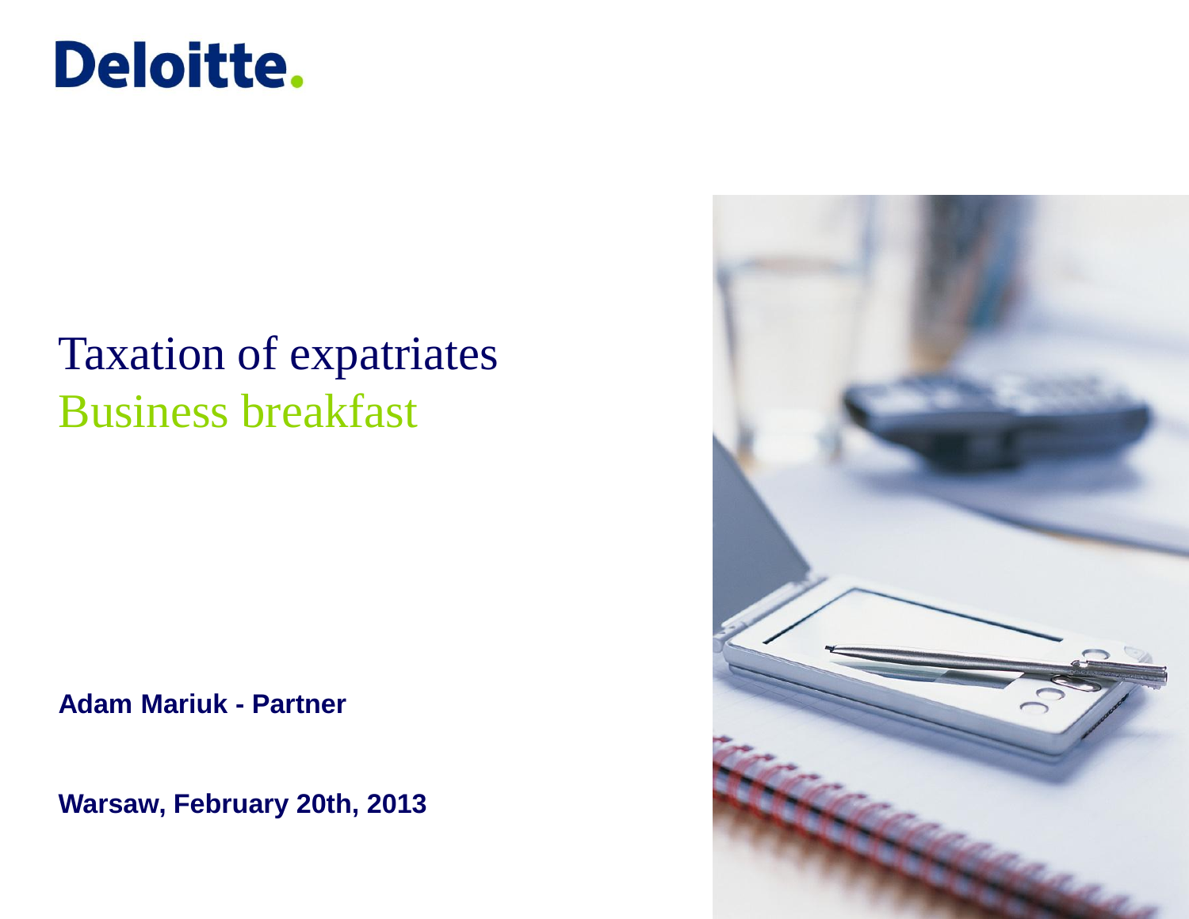Deloitte.

# Taxation of expatriates

## Business breakfast

**Adam Mariuk - Partner**

**Warsaw, February 20th, 2013**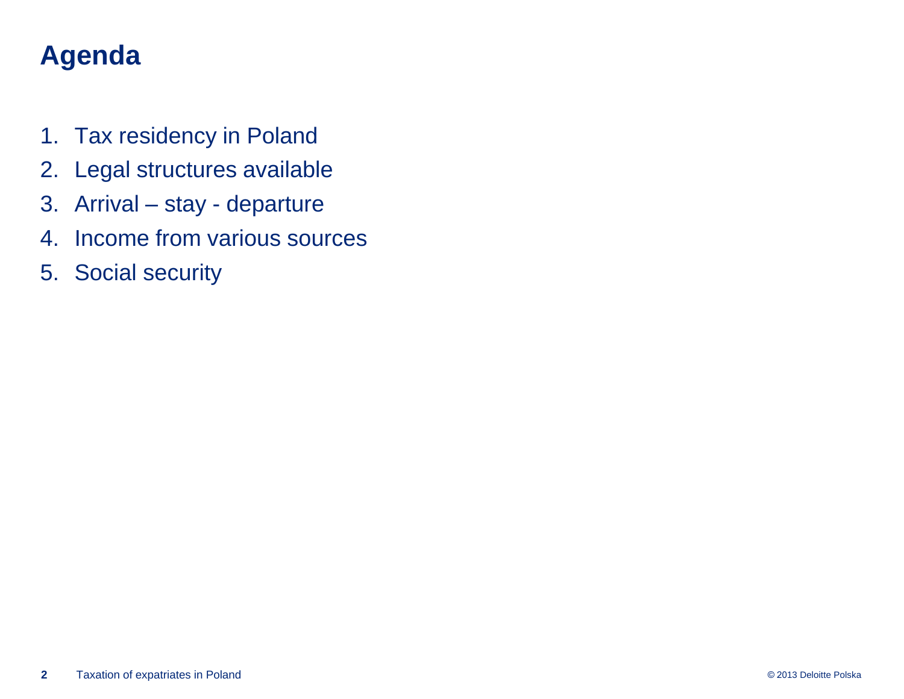# Agenda

1. Tax residency in Poland
2. Legal structures available
3. Arrival – stay - departure
4. Income from various sources
5. Social security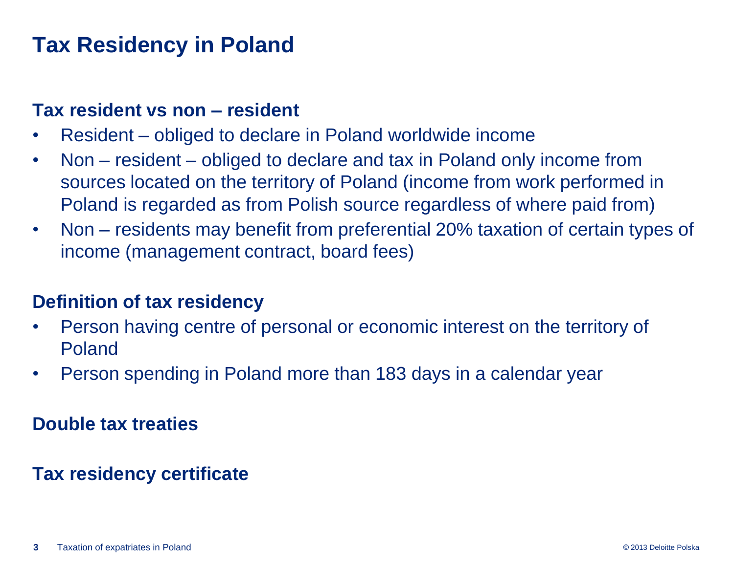# Tax Residency in Poland

## Tax resident vs non – resident

- Resident – obliged to declare in Poland worldwide income
- Non – resident – obliged to declare and tax in Poland only income from sources located on the territory of Poland (income from work performed in Poland is regarded as from Polish source regardless of where paid from)
- Non – residents may benefit from preferential 20% taxation of certain types of income (management contract, board fees)

## Definition of tax residency

- Person having centre of personal or economic interest on the territory of Poland
- Person spending in Poland more than 183 days in a calendar year

## Double tax treaties

## Tax residency certificate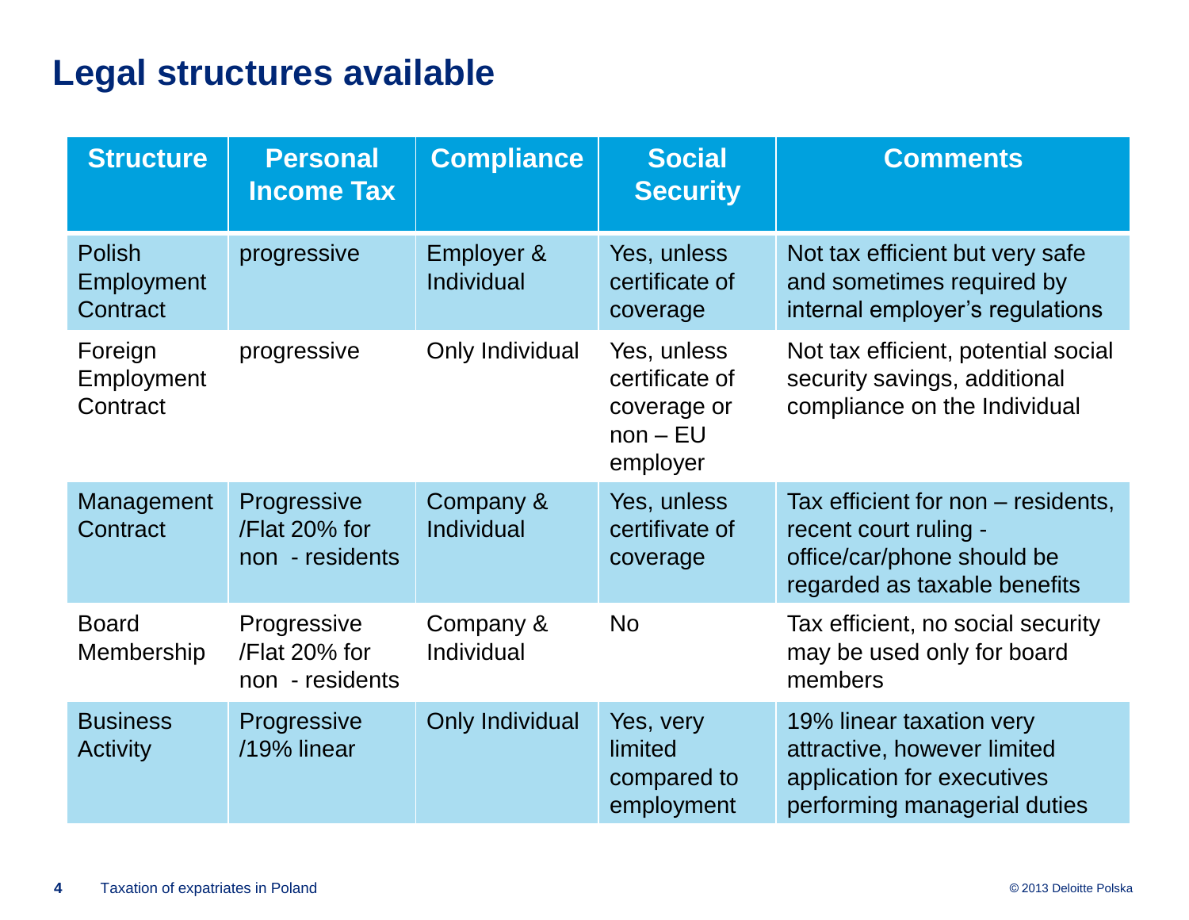# Legal structures available

| Structure | Personal Income Tax | Compliance | Social Security | Comments |
|---|---|---|---|---|
| Polish Employment Contract | progressive | Employer & Individual | Yes, unless certificate of coverage | Not tax efficient but very safe and sometimes required by internal employer's regulations |
| Foreign Employment Contract | progressive | Only Individual | Yes, unless certificate of coverage or non – EU employer | Not tax efficient, potential social security savings, additional compliance on the Individual |
| Management Contract | Progressive /Flat 20% for non - residents | Company & Individual | Yes, unless certifivate of coverage | Tax efficient for non – residents, recent court ruling - office/car/phone should be regarded as taxable benefits |
| Board Membership | Progressive /Flat 20% for non - residents | Company & Individual | No | Tax efficient, no social security may be used only for board members |
| Business Activity | Progressive /19% linear | Only Individual | Yes, very limited compared to employment | 19% linear taxation very attractive, however limited application for executives performing managerial duties |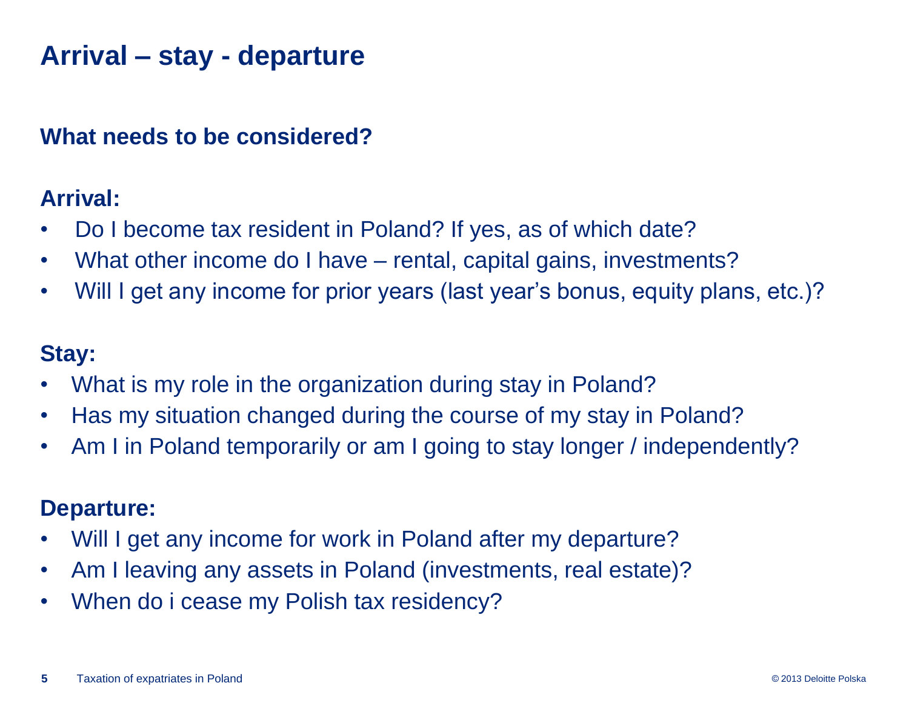# Arrival – stay - departure

## What needs to be considered?

### Arrival:

- Do I become tax resident in Poland? If yes, as of which date?
- What other income do I have – rental, capital gains, investments?
- Will I get any income for prior years (last year's bonus, equity plans, etc.)?

### Stay:

- What is my role in the organization during stay in Poland?
- Has my situation changed during the course of my stay in Poland?
- Am I in Poland temporarily or am I going to stay longer / independently?

### Departure:

- Will I get any income for work in Poland after my departure?
- Am I leaving any assets in Poland (investments, real estate)?
- When do i cease my Polish tax residency?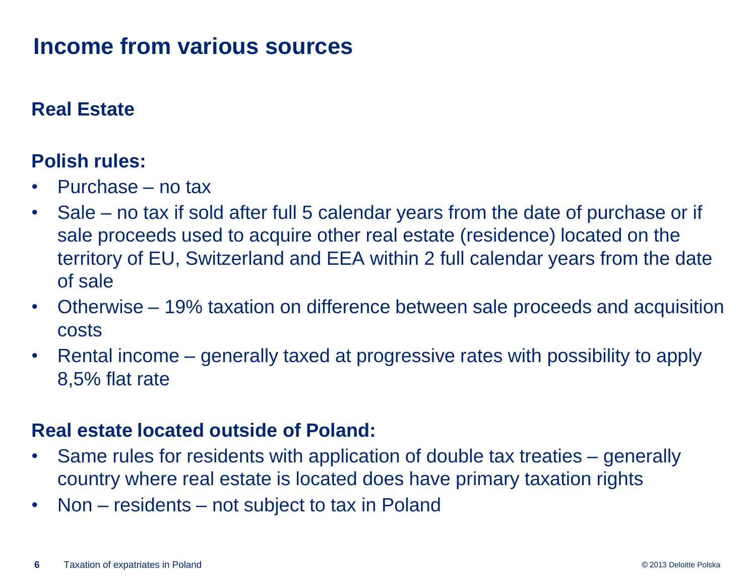# Income from various sources

## Real Estate

### Polish rules:

- Purchase – no tax
- Sale – no tax if sold after full 5 calendar years from the date of purchase or if sale proceeds used to acquire other real estate (residence) located on the territory of EU, Switzerland and EEA within 2 full calendar years from the date of sale
- Otherwise – 19% taxation on difference between sale proceeds and acquisition costs
- Rental income – generally taxed at progressive rates with possibility to apply 8,5% flat rate

### Real estate located outside of Poland:

- Same rules for residents with application of double tax treaties – generally country where real estate is located does have primary taxation rights
- Non – residents – not subject to tax in Poland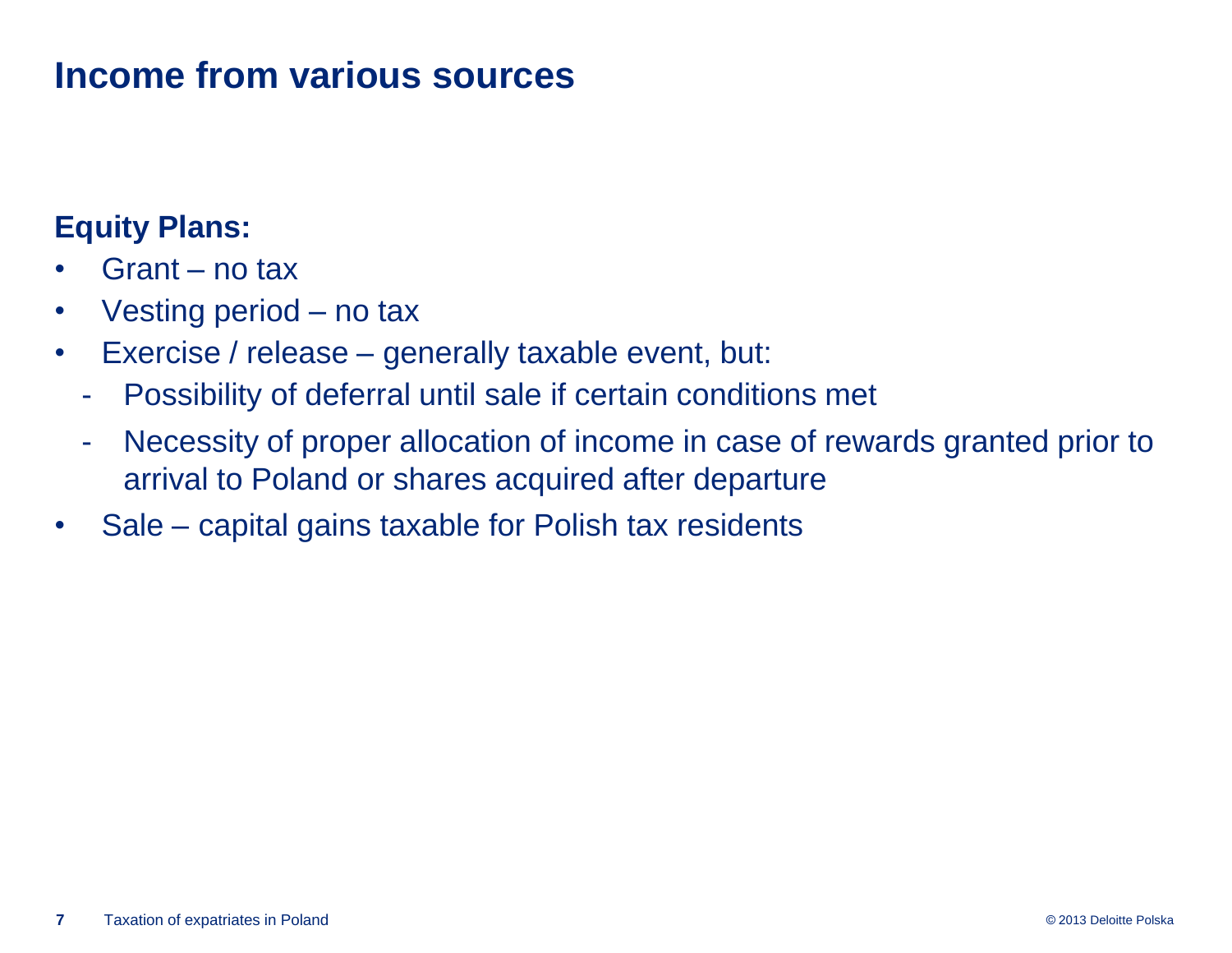# Income from various sources

## Equity Plans:

- Grant – no tax
- Vesting period – no tax
- Exercise / release – generally taxable event, but:
  - Possibility of deferral until sale if certain conditions met
  - Necessity of proper allocation of income in case of rewards granted prior to arrival to Poland or shares acquired after departure
- Sale – capital gains taxable for Polish tax residents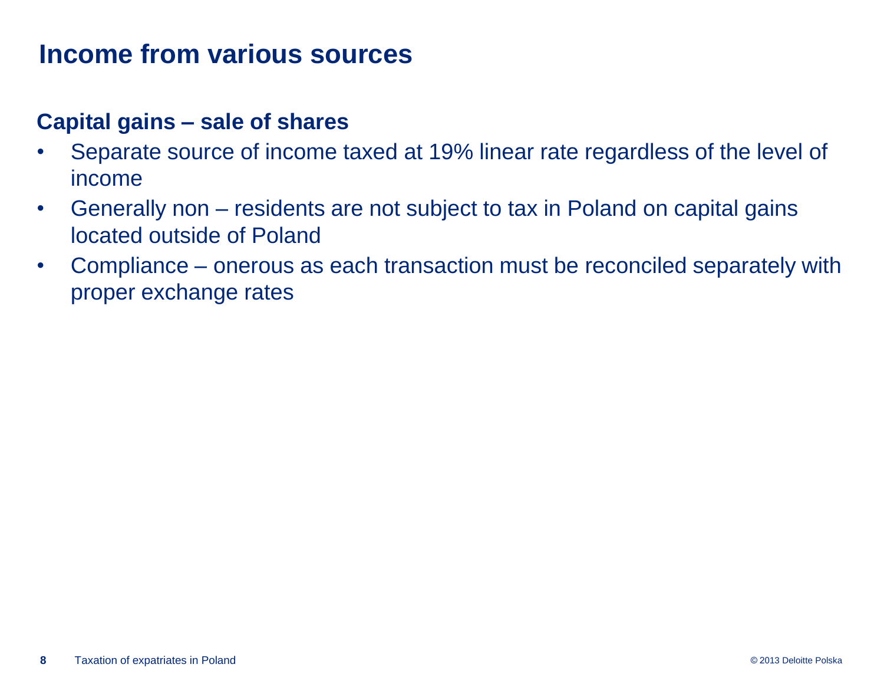# Income from various sources

## Capital gains – sale of shares

- Separate source of income taxed at 19% linear rate regardless of the level of income
- Generally non – residents are not subject to tax in Poland on capital gains located outside of Poland
- Compliance – onerous as each transaction must be reconciled separately with proper exchange rates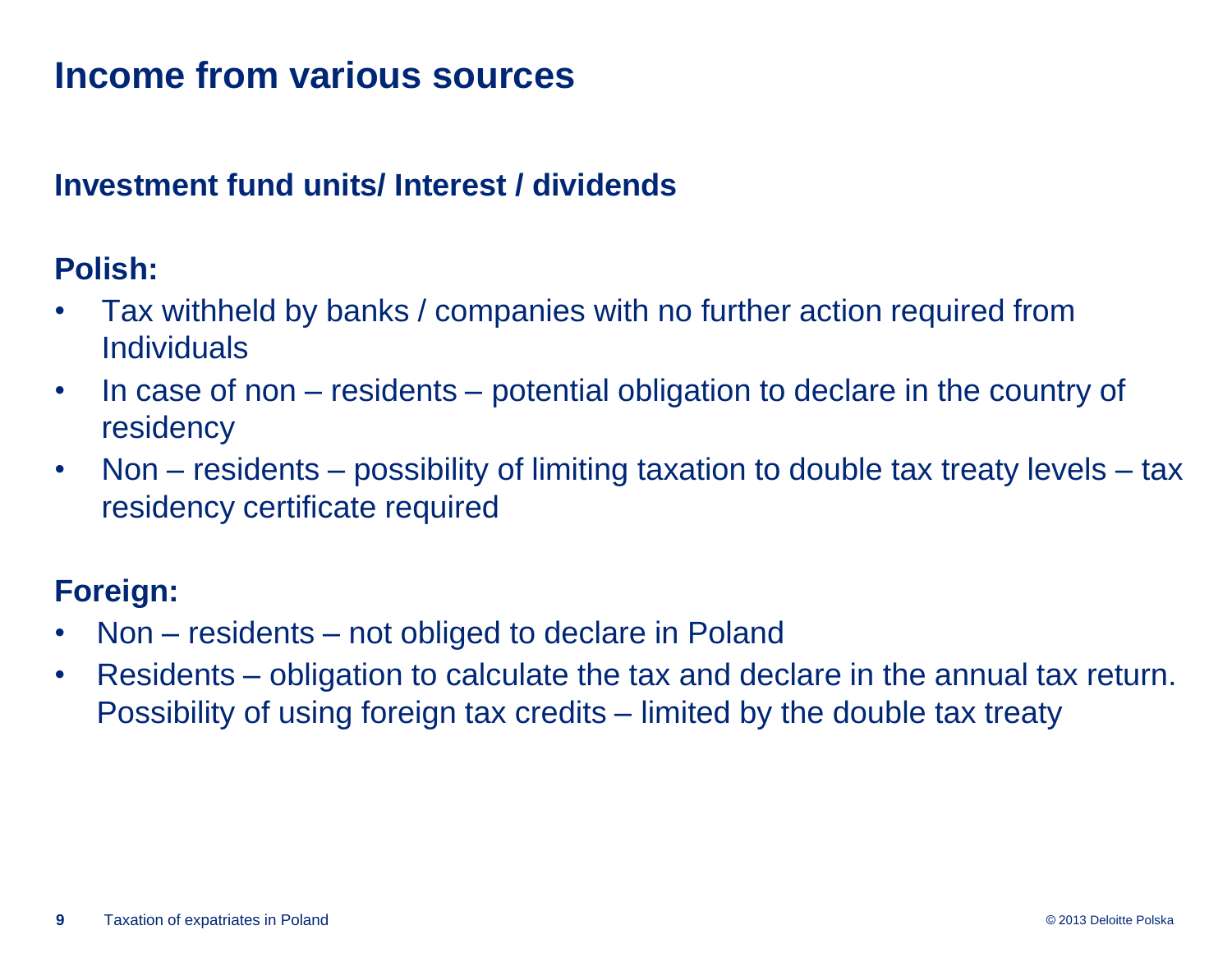# Income from various sources

## Investment fund units/ Interest / dividends

### Polish:

- Tax withheld by banks / companies with no further action required from Individuals
- In case of non – residents – potential obligation to declare in the country of residency
- Non – residents – possibility of limiting taxation to double tax treaty levels – tax residency certificate required

### Foreign:

- Non – residents – not obliged to declare in Poland
- Residents – obligation to calculate the tax and declare in the annual tax return. Possibility of using foreign tax credits – limited by the double tax treaty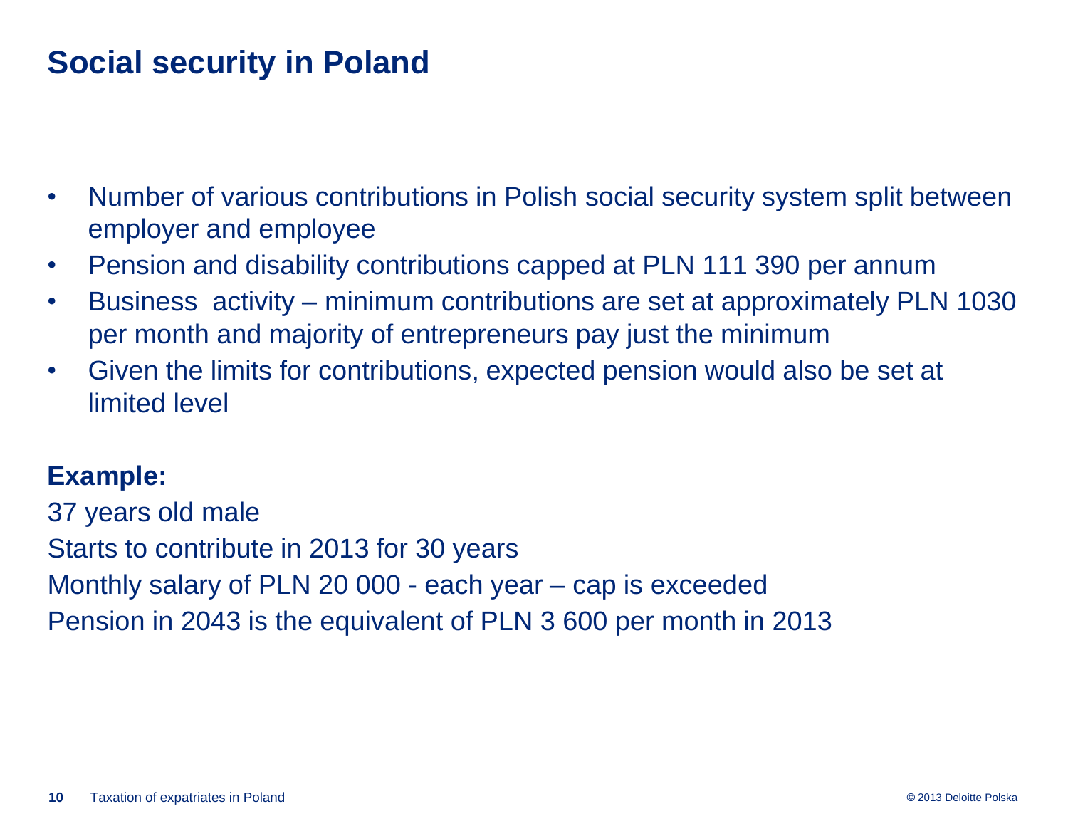# Social security in Poland

- Number of various contributions in Polish social security system split between employer and employee
- Pension and disability contributions capped at PLN 111 390 per annum
- Business  activity – minimum contributions are set at approximately PLN 1030 per month and majority of entrepreneurs pay just the minimum
- Given the limits for contributions, expected pension would also be set at limited level

**Example:**

37 years old male

Starts to contribute in 2013 for 30 years

Monthly salary of PLN 20 000 - each year – cap is exceeded

Pension in 2043 is the equivalent of PLN 3 600 per month in 2013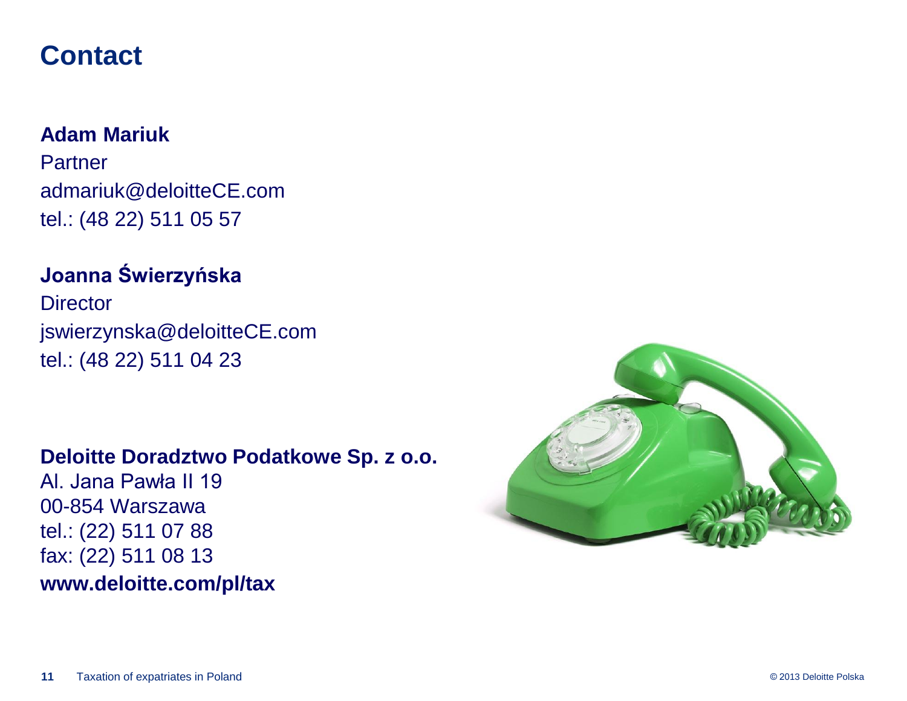# Contact

**Adam Mariuk**
Partner
admariuk@deloitteCE.com
tel.: (48 22) 511 05 57

**Joanna Świerzyńska**
Director
jswierzynska@deloitteCE.com
tel.: (48 22) 511 04 23

**Deloitte Doradztwo Podatkowe Sp. z o.o.**
Al. Jana Pawła II 19
00-854 Warszawa
tel.: (22) 511 07 88
fax: (22) 511 08 13
**www.deloitte.com/pl/tax**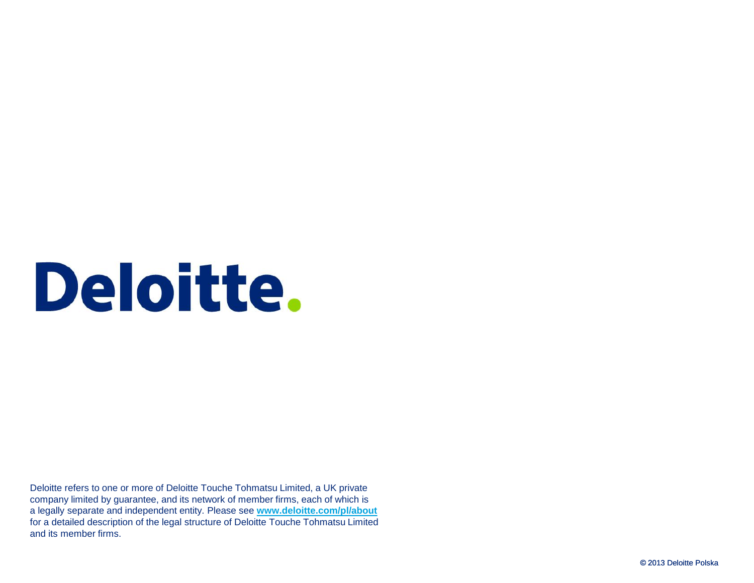Deloitte.

Deloitte refers to one or more of Deloitte Touche Tohmatsu Limited, a UK private company limited by guarantee, and its network of member firms, each of which is a legally separate and independent entity. Please see **www.deloitte.com/pl/about** for a detailed description of the legal structure of Deloitte Touche Tohmatsu Limited and its member firms.

© 2013 Deloitte Polska